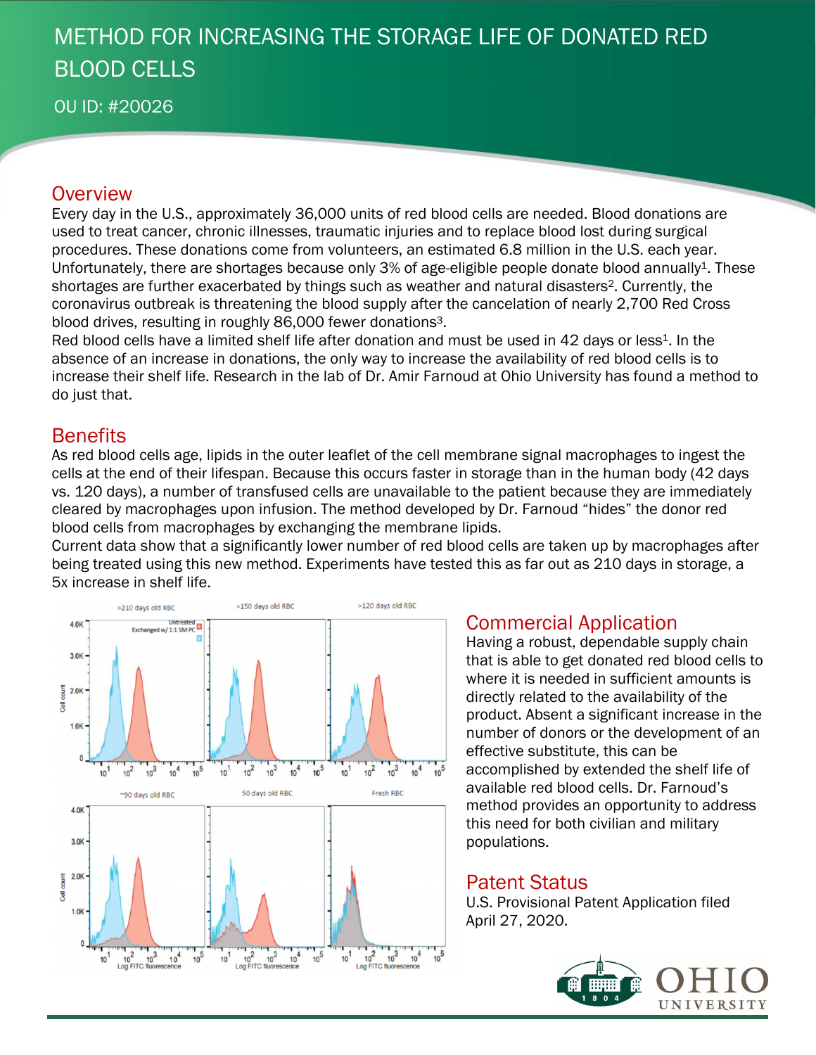# METHOD FOR INCREASING THE STORAGE LIFE OF DONATED RED BLOOD CELLS

OU ID: #20026

## Overview

Every day in the U.S., approximately 36,000 units of red blood cells are needed. Blood donations are used to treat cancer, chronic illnesses, traumatic injuries and to replace blood lost during surgical procedures. These donations come from volunteers, an estimated 6.8 million in the U.S. each year. Unfortunately, there are shortages because only 3% of age-eligible people donate blood annually[1]. These shortages are further exacerbated by things such as weather and natural disasters[2]. Currently, the coronavirus outbreak is threatening the blood supply after the cancelation of nearly 2,700 Red Cross blood drives, resulting in roughly 86,000 fewer donations[3].

Red blood cells have a limited shelf life after donation and must be used in 42 days or less[1]. In the absence of an increase in donations, the only way to increase the availability of red blood cells is to increase their shelf life. Research in the lab of Dr. Amir Farnoud at Ohio University has found a method to do just that.

## Benefits

As red blood cells age, lipids in the outer leaflet of the cell membrane signal macrophages to ingest the cells at the end of their lifespan. Because this occurs faster in storage than in the human body (42 days vs. 120 days), a number of transfused cells are unavailable to the patient because they are immediately cleared by macrophages upon infusion. The method developed by Dr. Farnoud "hides" the donor red blood cells from macrophages by exchanging the membrane lipids.

Current data show that a significantly lower number of red blood cells are taken up by macrophages after being treated using this new method. Experiments have tested this as far out as 210 days in storage, a 5x increase in shelf life.

## Commercial Application

Having a robust, dependable supply chain that is able to get donated red blood cells to where it is needed in sufficient amounts is directly related to the availability of the product. Absent a significant increase in the number of donors or the development of an effective substitute, this can be accomplished by extended the shelf life of available red blood cells. Dr. Farnoud's method provides an opportunity to address this need for both civilian and military populations.

## Patent Status

U.S. Provisional Patent Application filed April 27, 2020.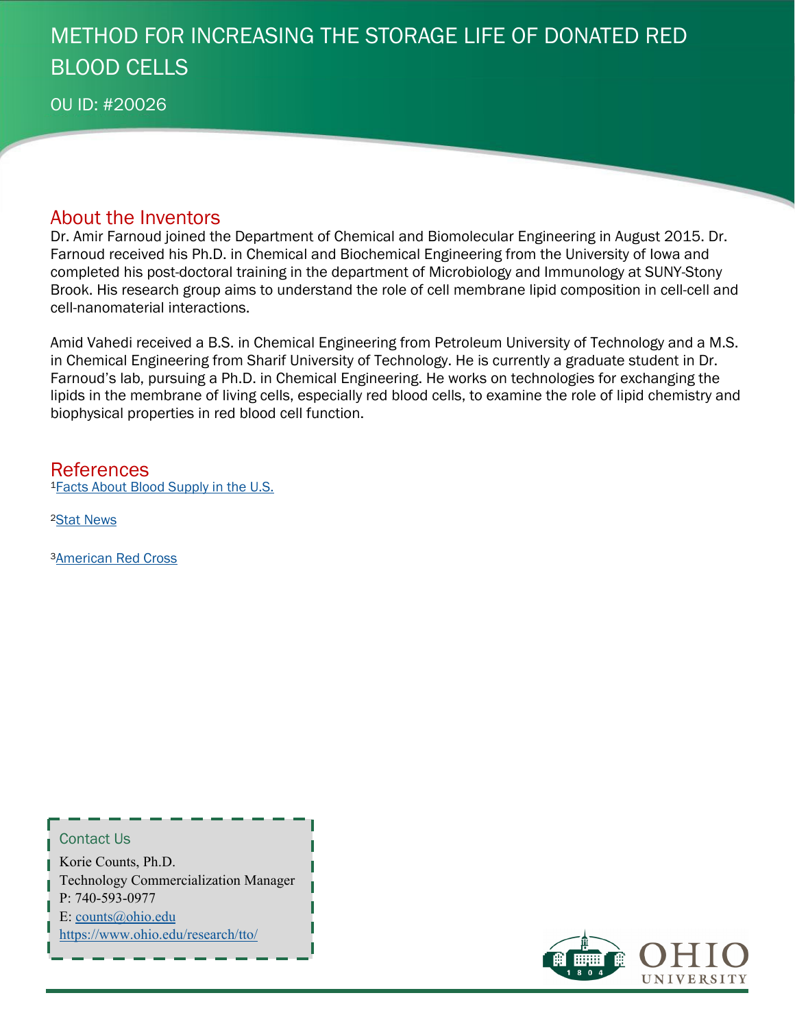# METHOD FOR INCREASING THE STORAGE LIFE OF DONATED RED BLOOD CELLS

OU ID: #20026

## About the Inventors

Dr. Amir Farnoud joined the Department of Chemical and Biomolecular Engineering in August 2015. Dr. Farnoud received his Ph.D. in Chemical and Biochemical Engineering from the University of Iowa and completed his post-doctoral training in the department of Microbiology and Immunology at SUNY-Stony Brook. His research group aims to understand the role of cell membrane lipid composition in cell-cell and cell-nanomaterial interactions.

Amid Vahedi received a B.S. in Chemical Engineering from Petroleum University of Technology and a M.S. in Chemical Engineering from Sharif University of Technology. He is currently a graduate student in Dr. Farnoud's lab, pursuing a Ph.D. in Chemical Engineering. He works on technologies for exchanging the lipids in the membrane of living cells, especially red blood cells, to examine the role of lipid chemistry and biophysical properties in red blood cell function.

## References

[1] Facts About Blood Supply in the U.S.

[2] Stat News

[3] American Red Cross

### Contact Us

Korie Counts, Ph.D.
Technology Commercialization Manager
P: 740-593-0977
E: counts@ohio.edu
https://www.ohio.edu/research/tto/